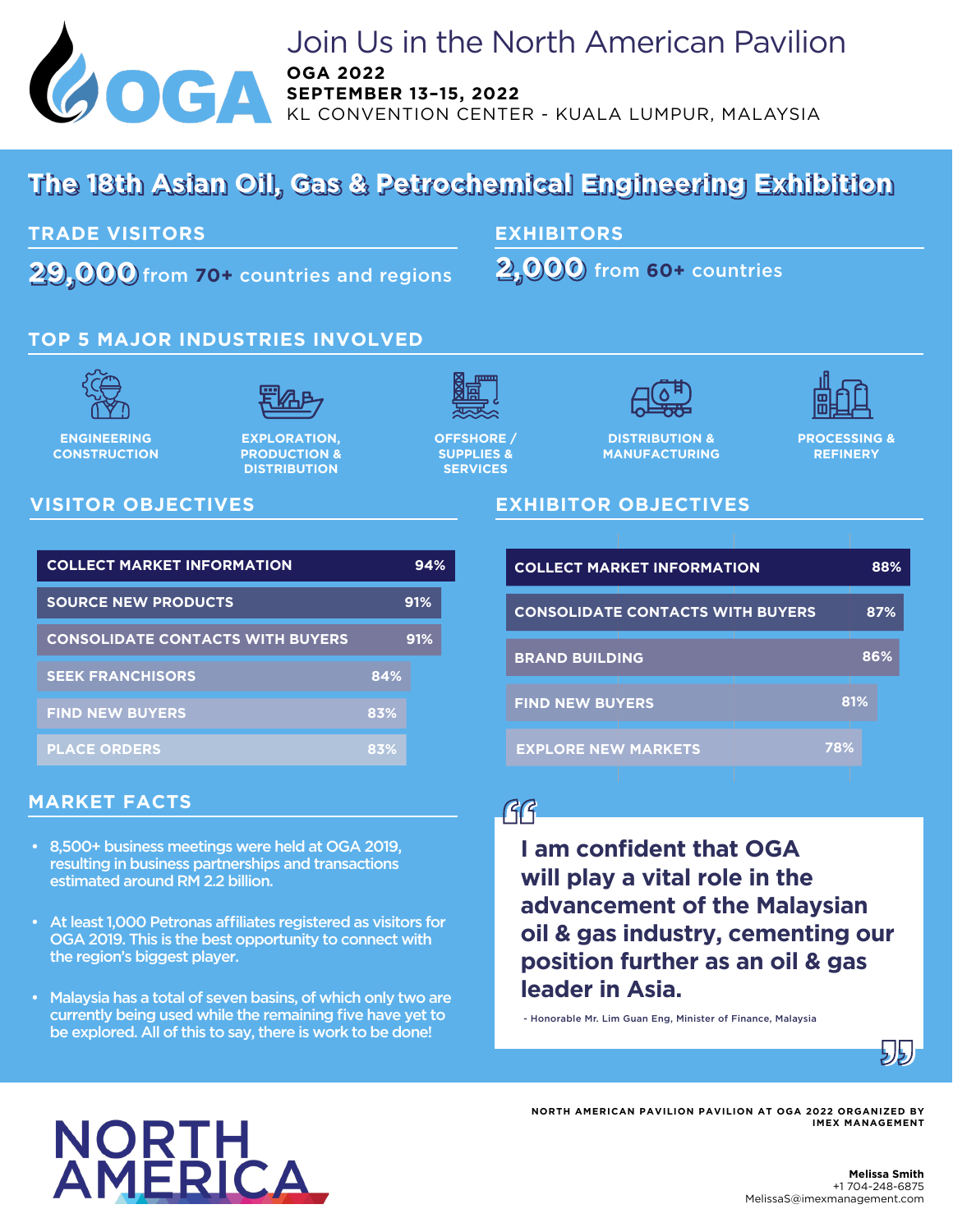# Join Us in the North American Pavilion

**OGA 2022**
**SEPTEMBER 13–15, 2022**
KL CONVENTION CENTER - KUALA LUMPUR, MALAYSIA

## The 18th Asian Oil, Gas & Petrochemical Engineering Exhibition

### TRADE VISITORS

**29,000** from **70+** countries and regions

### EXHIBITORS

**2,000** from **60+** countries

### TOP 5 MAJOR INDUSTRIES INVOLVED

- ENGINEERING CONSTRUCTION
- EXPLORATION, PRODUCTION & DISTRIBUTION
- OFFSHORE / SUPPLIES & SERVICES
- DISTRIBUTION & MANUFACTURING
- PROCESSING & REFINERY

### VISITOR OBJECTIVES

| Objective | % |
|---|---|
| COLLECT MARKET INFORMATION | 94% |
| SOURCE NEW PRODUCTS | 91% |
| CONSOLIDATE CONTACTS WITH BUYERS | 91% |
| SEEK FRANCHISORS | 84% |
| FIND NEW BUYERS | 83% |
| PLACE ORDERS | 83% |

### EXHIBITOR OBJECTIVES

| Objective | % |
|---|---|
| COLLECT MARKET INFORMATION | 88% |
| CONSOLIDATE CONTACTS WITH BUYERS | 87% |
| BRAND BUILDING | 86% |
| FIND NEW BUYERS | 81% |
| EXPLORE NEW MARKETS | 78% |

### MARKET FACTS

- 8,500+ business meetings were held at OGA 2019, resulting in business partnerships and transactions estimated around RM 2.2 billion.
- At least 1,000 Petronas affiliates registered as visitors for OGA 2019. This is the best opportunity to connect with the region's biggest player.
- Malaysia has a total of seven basins, of which only two are currently being used while the remaining five have yet to be explored. All of this to say, there is work to be done!

> **I am confident that OGA will play a vital role in the advancement of the Malaysian oil & gas industry, cementing our position further as an oil & gas leader in Asia.**
>
> - Honorable Mr. Lim Guan Eng, Minister of Finance, Malaysia

NORTH AMERICA

NORTH AMERICAN PAVILION PAVILION AT OGA 2022 ORGANIZED BY IMEX MANAGEMENT

**Melissa Smith**
+1 704-248-6875
MelissaS@imexmanagement.com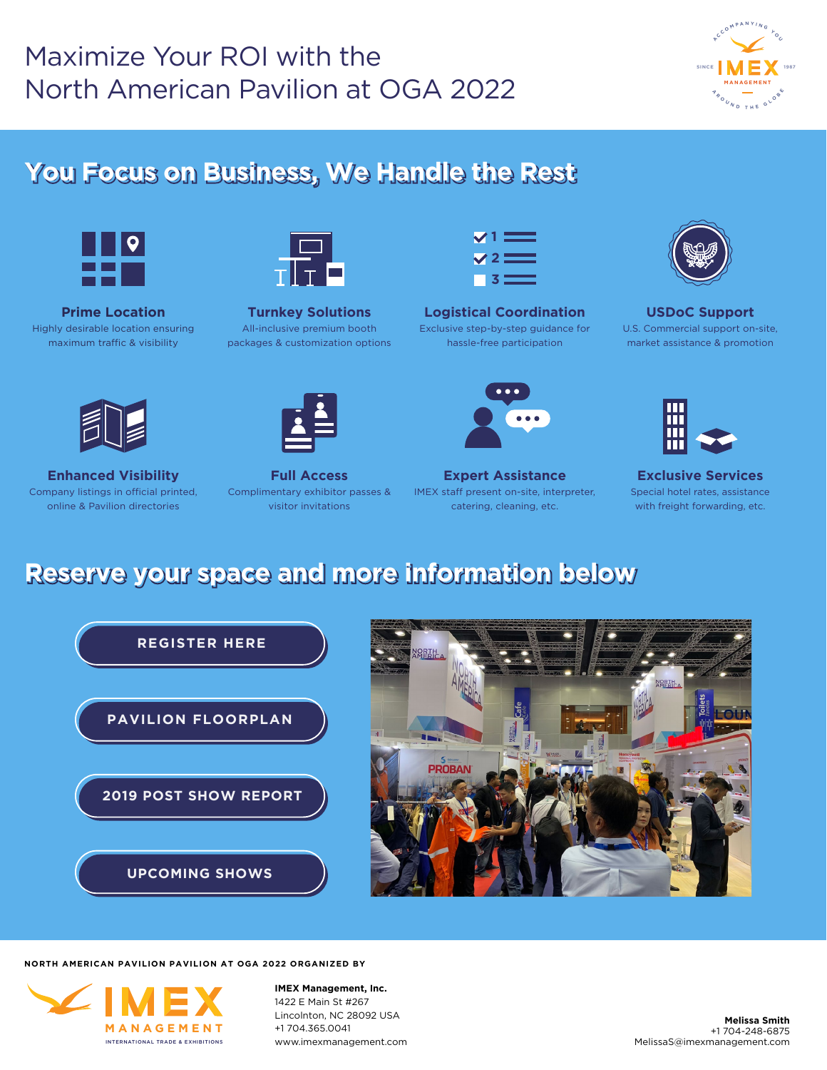# Maximize Your ROI with the North American Pavilion at OGA 2022

## You Focus on Business, We Handle the Rest

**Prime Location**
Highly desirable location ensuring maximum traffic & visibility

**Turnkey Solutions**
All-inclusive premium booth packages & customization options

**Logistical Coordination**
Exclusive step-by-step guidance for hassle-free participation

**USDoC Support**
U.S. Commercial support on-site, market assistance & promotion

**Enhanced Visibility**
Company listings in official printed, online & Pavilion directories

**Full Access**
Complimentary exhibitor passes & visitor invitations

**Expert Assistance**
IMEX staff present on-site, interpreter, catering, cleaning, etc.

**Exclusive Services**
Special hotel rates, assistance with freight forwarding, etc.

## Reserve your space and more information below

REGISTER HERE

PAVILION FLOORPLAN

2019 POST SHOW REPORT

UPCOMING SHOWS

**NORTH AMERICAN PAVILION PAVILION AT OGA 2022 ORGANIZED BY**

**IMEX Management, Inc.**
1422 E Main St #267
Lincolnton, NC 28092 USA
+1 704.365.0041
www.imexmanagement.com

**Melissa Smith**
+1 704-248-6875
MelissaS@imexmanagement.com